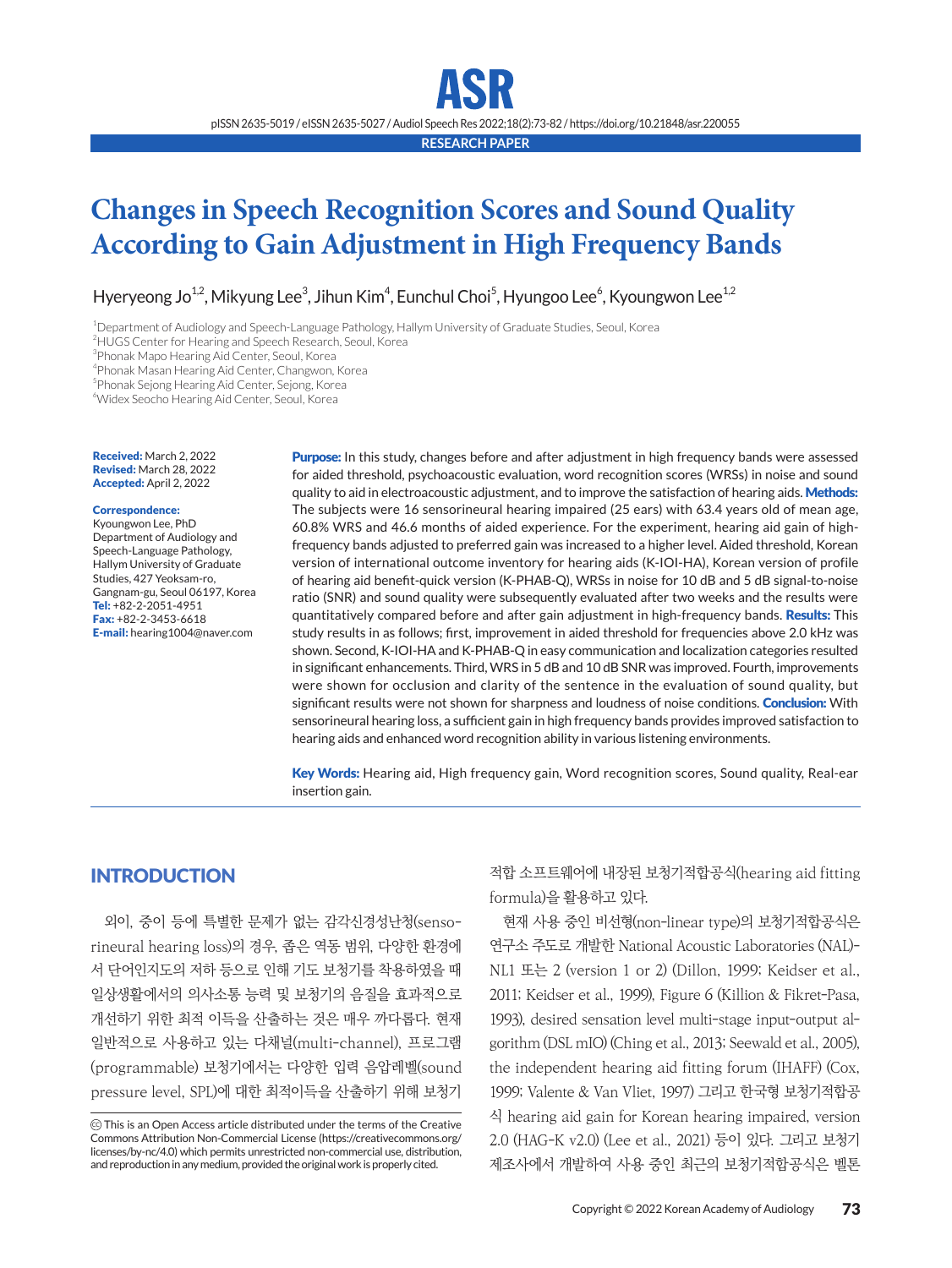RESEARCH PAPER

# Changes in Speech Recognition Scores and Sound Quality According to Gain Adjustment in High Frequency Bands

Hyeryeong Jo[1,2], Mikyung Lee[3], Jihun Kim[4], Eunchul Choi[5], Hyungoo Lee[6], Kyoungwon Lee[1,2]

[1]Department of Audiology and Speech-Language Pathology, Hallym University of Graduate Studies, Seoul, Korea
[2]HUGS Center for Hearing and Speech Research, Seoul, Korea
[3]Phonak Mapo Hearing Aid Center, Seoul, Korea
[4]Phonak Masan Hearing Aid Center, Changwon, Korea
[5]Phonak Sejong Hearing Aid Center, Sejong, Korea
[6]Widex Seocho Hearing Aid Center, Seoul, Korea

**Received:** March 2, 2022
**Revised:** March 28, 2022
**Accepted:** April 2, 2022

**Correspondence:**
Kyoungwon Lee, PhD
Department of Audiology and Speech-Language Pathology, Hallym University of Graduate Studies, 427 Yeoksam-ro, Gangnam-gu, Seoul 06197, Korea
**Tel:** +82-2-2051-4951
**Fax:** +82-2-3453-6618
**E-mail:** hearing1004@naver.com

**Purpose:** In this study, changes before and after adjustment in high frequency bands were assessed for aided threshold, psychoacoustic evaluation, word recognition scores (WRSs) in noise and sound quality to aid in electroacoustic adjustment, and to improve the satisfaction of hearing aids. **Methods:** The subjects were 16 sensorineural hearing impaired (25 ears) with 63.4 years old of mean age, 60.8% WRS and 46.6 months of aided experience. For the experiment, hearing aid gain of high-frequency bands adjusted to preferred gain was increased to a higher level. Aided threshold, Korean version of international outcome inventory for hearing aids (K-IOI-HA), Korean version of profile of hearing aid benefit-quick version (K-PHAB-Q), WRSs in noise for 10 dB and 5 dB signal-to-noise ratio (SNR) and sound quality were subsequently evaluated after two weeks and the results were quantitatively compared before and after gain adjustment in high-frequency bands. **Results:** This study results in as follows; first, improvement in aided threshold for frequencies above 2.0 kHz was shown. Second, K-IOI-HA and K-PHAB-Q in easy communication and localization categories resulted in significant enhancements. Third, WRS in 5 dB and 10 dB SNR was improved. Fourth, improvements were shown for occlusion and clarity of the sentence in the evaluation of sound quality, but significant results were not shown for sharpness and loudness of noise conditions. **Conclusion:** With sensorineural hearing loss, a sufficient gain in high frequency bands provides improved satisfaction to hearing aids and enhanced word recognition ability in various listening environments.

**Key Words:** Hearing aid, High frequency gain, Word recognition scores, Sound quality, Real-ear insertion gain.

## INTRODUCTION

외이, 중이 등에 특별한 문제가 없는 감각신경성난청(sensorineural hearing loss)의 경우, 좁은 역동 범위, 다양한 환경에서 단어인지도의 저하 등으로 인해 기도 보청기를 착용하였을 때 일상생활에서의 의사소통 능력 및 보청기의 음질을 효과적으로 개선하기 위한 최적 이득을 산출하는 것은 매우 까다롭다. 현재 일반적으로 사용하고 있는 다채널(multi-channel), 프로그램(programmable) 보청기에서는 다양한 입력 음압레벨(sound pressure level, SPL)에 대한 최적이득을 산출하기 위해 보청기 적합 소프트웨어에 내장된 보청기적합공식(hearing aid fitting formula)을 활용하고 있다.

현재 사용 중인 비선형(non-linear type)의 보청기적합공식은 연구소 주도로 개발한 National Acoustic Laboratories (NAL)-NL1 또는 2 (version 1 or 2) (Dillon, 1999; Keidser et al., 2011; Keidser et al., 1999), Figure 6 (Killion & Fikret-Pasa, 1993), desired sensation level multi-stage input-output algorithm (DSL mIO) (Ching et al., 2013; Seewald et al., 2005), the independent hearing aid fitting forum (IHAFF) (Cox, 1999; Valente & Van Vliet, 1997) 그리고 한국형 보청기적합공식 hearing aid gain for Korean hearing impaired, version 2.0 (HAG-K v2.0) (Lee et al., 2021) 등이 있다. 그리고 보청기 제조사에서 개발하여 사용 중인 최근의 보청기적합공식은 벨톤

This is an Open Access article distributed under the terms of the Creative Commons Attribution Non-Commercial License (https://creativecommons.org/licenses/by-nc/4.0) which permits unrestricted non-commercial use, distribution, and reproduction in any medium, provided the original work is properly cited.

Copyright © 2022 Korean Academy of Audiology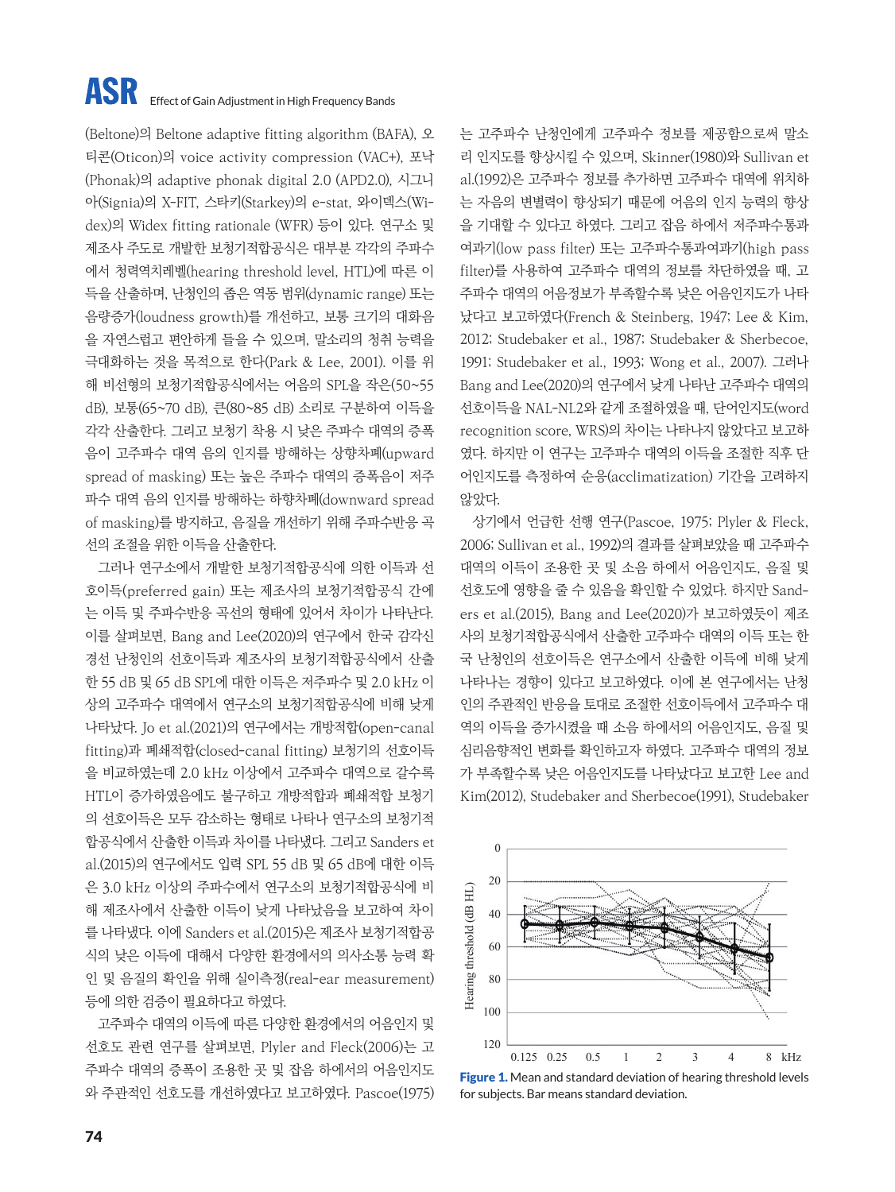(Beltone)의 Beltone adaptive fitting algorithm (BAFA), 오티콘(Oticon)의 voice activity compression (VAC+), 포낙(Phonak)의 adaptive phonak digital 2.0 (APD2.0), 시그니아(Signia)의 X-FIT, 스타키(Starkey)의 e-stat, 와이덱스(Widex)의 Widex fitting rationale (WFR) 등이 있다. 연구소 및 제조사 주도로 개발한 보청기적합공식은 대부분 각각의 주파수에서 청력역치레벨(hearing threshold level, HTL)에 따른 이득을 산출하며, 난청인의 좁은 역동 범위(dynamic range) 또는 음량증가(loudness growth)를 개선하고, 보통 크기의 대화음을 자연스럽고 편안하게 들을 수 있으며, 말소리의 청취 능력을 극대화하는 것을 목적으로 한다(Park & Lee, 2001). 이를 위해 비선형의 보청기적합공식에서는 어음의 SPL을 작은(50~55 dB), 보통(65~70 dB), 큰(80~85 dB) 소리로 구분하여 이득을 각각 산출한다. 그리고 보청기 착용 시 낮은 주파수 대역의 증폭음이 고주파수 대역 음의 인지를 방해하는 상향차폐(upward spread of masking) 또는 높은 주파수 대역의 증폭음이 저주파수 대역 음의 인지를 방해하는 하향차폐(downward spread of masking)를 방지하고, 음질을 개선하기 위해 주파수반응 곡선의 조절을 위한 이득을 산출한다.

그러나 연구소에서 개발한 보청기적합공식에 의한 이득과 선호이득(preferred gain) 또는 제조사의 보청기적합공식 간에는 이득 및 주파수반응 곡선의 형태에 있어서 차이가 나타난다. 이를 살펴보면, Bang and Lee(2020)의 연구에서 한국 감각신경성 난청인의 선호이득과 제조사의 보청기적합공식에서 산출한 55 dB 및 65 dB SPL에 대한 이득은 저주파수 및 2.0 kHz 이상의 고주파수 대역에서 연구소의 보청기적합공식에 비해 낮게 나타났다. Jo et al.(2021)의 연구에서는 개방적합(open-canal fitting)과 폐쇄적합(closed-canal fitting) 보청기의 선호이득을 비교하였는데 2.0 kHz 이상에서 고주파수 대역으로 갈수록 HTL이 증가하였음에도 불구하고 개방적합과 폐쇄적합 보청기의 선호이득은 모두 감소하는 형태로 나타나 연구소의 보청기적합공식에서 산출한 이득과 차이를 나타냈다. 그리고 Sanders et al.(2015)의 연구에서도 입력 SPL 55 dB 및 65 dB에 대한 이득은 3.0 kHz 이상의 주파수에서 연구소의 보청기적합공식에 비해 제조사에서 산출한 이득이 낮게 나타났음을 보고하여 차이를 나타냈다. 이에 Sanders et al.(2015)은 제조사 보청기적합공식의 낮은 이득에 대해서 다양한 환경에서의 의사소통 능력 확인 및 음질의 확인을 위해 실이측정(real-ear measurement) 등에 의한 검증이 필요하다고 하였다.

고주파수 대역의 이득에 따른 다양한 환경에서의 어음인지 및 선호도 관련 연구를 살펴보면, Plyler and Fleck(2006)는 고주파수 대역의 증폭이 조용한 곳 및 잡음 하에서의 어음인지도와 주관적인 선호도를 개선하였다고 보고하였다. Pascoe(1975)는 고주파수 난청인에게 고주파수 정보를 제공함으로써 말소리 인지도를 향상시킬 수 있으며, Skinner(1980)와 Sullivan et al.(1992)은 고주파수 정보를 추가하면 고주파수 대역에 위치하는 자음의 변별력이 향상되기 때문에 어음의 인지 능력의 향상을 기대할 수 있다고 하였다. 그리고 잡음 하에서 저주파수통과여과기(low pass filter) 또는 고주파수통과여과기(high pass filter)를 사용하여 고주파수 대역의 정보를 차단하였을 때, 고주파수 대역의 어음정보가 부족할수록 낮은 어음인지도가 나타났다고 보고하였다(French & Steinberg, 1947; Lee & Kim, 2012; Studebaker et al., 1987; Studebaker & Sherbecoe, 1991; Studebaker et al., 1993; Wong et al., 2007). 그러나 Bang and Lee(2020)의 연구에서 낮게 나타난 고주파수 대역의 선호이득을 NAL-NL2와 같게 조절하였을 때, 단어인지도(word recognition score, WRS)의 차이는 나타나지 않았다고 보고하였다. 하지만 이 연구는 고주파수 대역의 이득을 조절한 직후 단어인지도를 측정하여 순응(acclimatization) 기간을 고려하지 않았다.

상기에서 언급한 선행 연구(Pascoe, 1975; Plyler & Fleck, 2006; Sullivan et al., 1992)의 결과를 살펴보았을 때 고주파수 대역의 이득이 조용한 곳 및 소음 하에서 어음인지도, 음질 및 선호도에 영향을 줄 수 있음을 확인할 수 있었다. 하지만 Sanders et al.(2015), Bang and Lee(2020)가 보고하였듯이 제조사의 보청기적합공식에서 산출한 고주파수 대역의 이득 또는 한국 난청인의 선호이득은 연구소에서 산출한 이득에 비해 낮게 나타나는 경향이 있다고 보고하였다. 이에 본 연구에서는 난청인의 주관적인 반응을 토대로 조절한 선호이득에서 고주파수 대역의 이득을 증가시켰을 때 소음 하에서의 어음인지도, 음질 및 심리음향적인 변화를 확인하고자 하였다. 고주파수 대역의 정보가 부족할수록 낮은 어음인지도를 나타났다고 보고한 Lee and Kim(2012), Studebaker and Sherbecoe(1991), Studebaker

**Figure 1.** Mean and standard deviation of hearing threshold levels for subjects. Bar means standard deviation.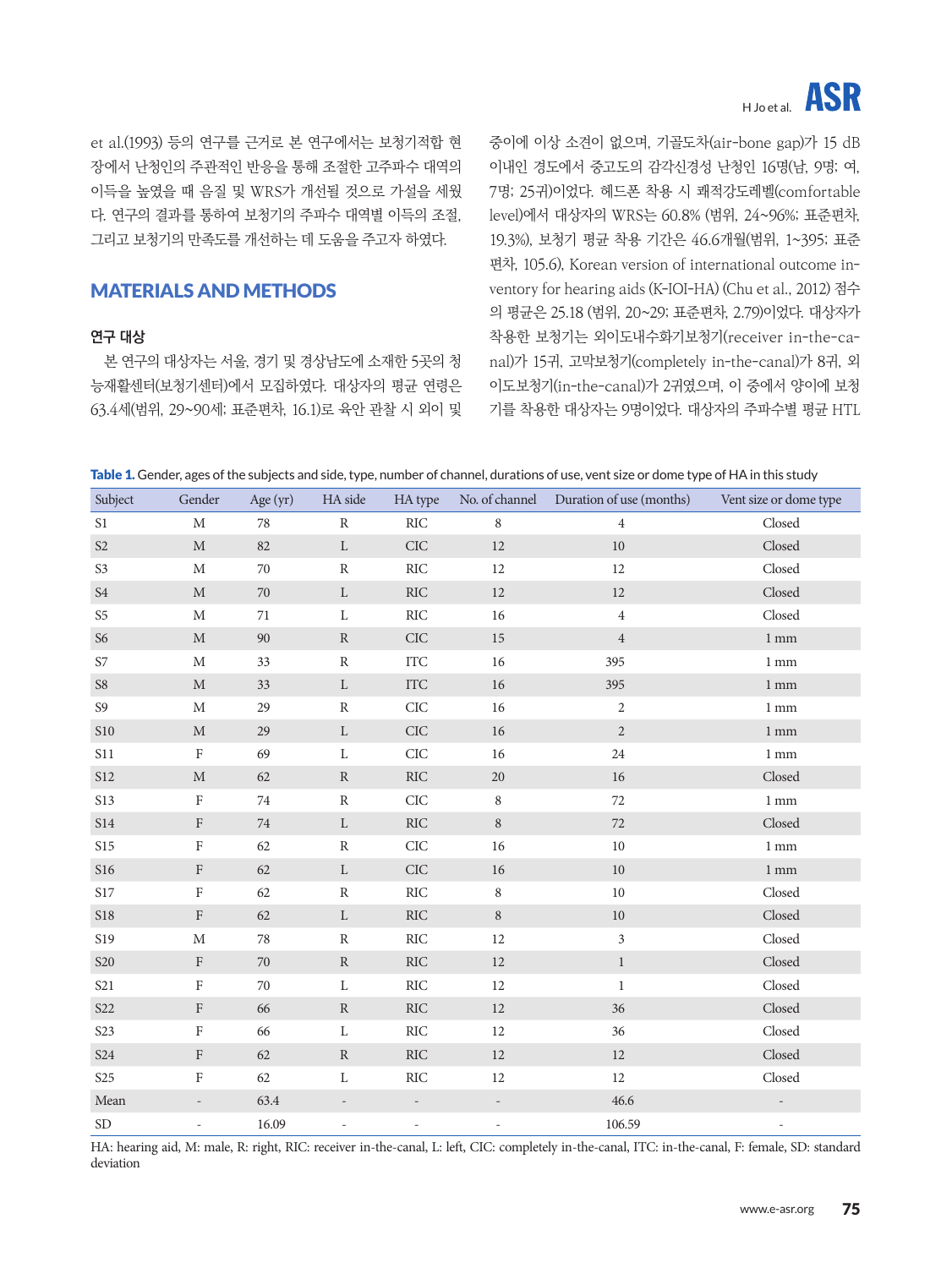et al.(1993) 등의 연구를 근거로 본 연구에서는 보청기적합 현장에서 난청인의 주관적인 반응을 통해 조절한 고주파수 대역의 이득을 높였을 때 음질 및 WRS가 개선될 것으로 가설을 세웠다. 연구의 결과를 통하여 보청기의 주파수 대역별 이득의 조절, 그리고 보청기의 만족도를 개선하는 데 도움을 주고자 하였다.

## MATERIALS AND METHODS

### 연구 대상

본 연구의 대상자는 서울, 경기 및 경상남도에 소재한 5곳의 청능재활센터(보청기센터)에서 모집하였다. 대상자의 평균 연령은 63.4세(범위, 29~90세; 표준편차, 16.1)로 육안 관찰 시 외이 및 중이에 이상 소견이 없으며, 기골도차(air-bone gap)가 15 dB 이내인 경도에서 중고도의 감각신경성 난청인 16명(남, 9명; 여, 7명; 25귀)이었다. 헤드폰 착용 시 쾌적강도레벨(comfortable level)에서 대상자의 WRS는 60.8% (범위, 24~96%; 표준편차, 19.3%), 보청기 평균 착용 기간은 46.6개월(범위, 1~395; 표준편차, 105.6), Korean version of international outcome inventory for hearing aids (K-IOI-HA) (Chu et al., 2012) 점수의 평균은 25.18 (범위, 20~29; 표준편차, 2.79)이었다. 대상자가 착용한 보청기는 외이도내수화기보청기(receiver in-the-canal)가 15귀, 고막보청기(completely in-the-canal)가 8귀, 외이도보청기(in-the-canal)가 2귀였으며, 이 중에서 양이에 보청기를 착용한 대상자는 9명이었다. 대상자의 주파수별 평균 HTL

**Table 1.** Gender, ages of the subjects and side, type, number of channel, durations of use, vent size or dome type of HA in this study

| Subject | Gender | Age (yr) | HA side | HA type | No. of channel | Duration of use (months) | Vent size or dome type |
|---|---|---|---|---|---|---|---|
| S1 | M | 78 | R | RIC | 8 | 4 | Closed |
| S2 | M | 82 | L | CIC | 12 | 10 | Closed |
| S3 | M | 70 | R | RIC | 12 | 12 | Closed |
| S4 | M | 70 | L | RIC | 12 | 12 | Closed |
| S5 | M | 71 | L | RIC | 16 | 4 | Closed |
| S6 | M | 90 | R | CIC | 15 | 4 | 1 mm |
| S7 | M | 33 | R | ITC | 16 | 395 | 1 mm |
| S8 | M | 33 | L | ITC | 16 | 395 | 1 mm |
| S9 | M | 29 | R | CIC | 16 | 2 | 1 mm |
| S10 | M | 29 | L | CIC | 16 | 2 | 1 mm |
| S11 | F | 69 | L | CIC | 16 | 24 | 1 mm |
| S12 | M | 62 | R | RIC | 20 | 16 | Closed |
| S13 | F | 74 | R | CIC | 8 | 72 | 1 mm |
| S14 | F | 74 | L | RIC | 8 | 72 | Closed |
| S15 | F | 62 | R | CIC | 16 | 10 | 1 mm |
| S16 | F | 62 | L | CIC | 16 | 10 | 1 mm |
| S17 | F | 62 | R | RIC | 8 | 10 | Closed |
| S18 | F | 62 | L | RIC | 8 | 10 | Closed |
| S19 | M | 78 | R | RIC | 12 | 3 | Closed |
| S20 | F | 70 | R | RIC | 12 | 1 | Closed |
| S21 | F | 70 | L | RIC | 12 | 1 | Closed |
| S22 | F | 66 | R | RIC | 12 | 36 | Closed |
| S23 | F | 66 | L | RIC | 12 | 36 | Closed |
| S24 | F | 62 | R | RIC | 12 | 12 | Closed |
| S25 | F | 62 | L | RIC | 12 | 12 | Closed |
| Mean | - | 63.4 | - | - | - | 46.6 | - |
| SD | - | 16.09 | - | - | - | 106.59 | - |

HA: hearing aid, M: male, R: right, RIC: receiver in-the-canal, L: left, CIC: completely in-the-canal, ITC: in-the-canal, F: female, SD: standard deviation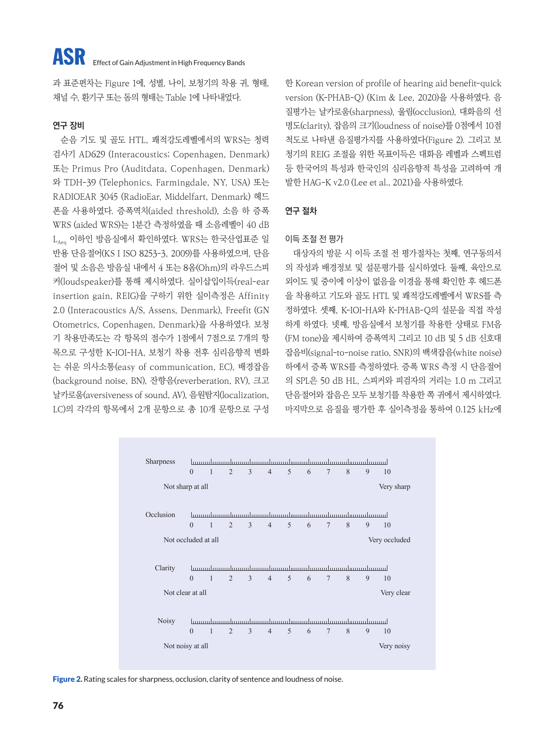과 표준편차는 Figure 1에, 성별, 나이, 보청기의 착용 귀, 형태, 채널 수, 환기구 또는 돔의 형태는 Table 1에 나타내었다.

### 연구 장비

순음 기도 및 골도 HTL, 쾌적강도레벨에서의 WRS는 청력검사기 AD629 (Interacoustics; Copenhagen, Denmark) 또는 Primus Pro (Auditdata, Copenhagen, Denmark)와 TDH-39 (Telephonics, Farmingdale, NY, USA) 또는 RADIOEAR 3045 (RadioEar, Middelfart, Denmark) 헤드폰을 사용하였다. 증폭역치(aided threshold), 소음 하 증폭 WRS (aided WRS)는 1분간 측정하였을 때 소음레벨이 40 dB $L_{Aeq}$ 이하인 방음실에서 확인하였다. WRS는 한국산업표준 일반용 단음절어(KS I ISO 8253-3, 2009)를 사용하였으며, 단음절어 및 소음은 방음실 내에서 4 또는 8옴(Ohm)의 라우드스피커(loudspeaker)를 통해 제시하였다. 실이삽입이득(real-ear insertion gain, REIG)을 구하기 위한 실이측정은 Affinity 2.0 (Interacoustics A/S, Assens, Denmark), Freefit (GN Otometrics, Copenhagen, Denmark)을 사용하였다. 보청기 착용만족도는 각 항목의 점수가 1점에서 7점으로 7개의 항목으로 구성한 K-IOI-HA, 보청기 착용 전후 심리음향적 변화는 쉬운 의사소통(easy of communication, EC), 배경잡음(background noise, BN), 잔향음(reverberation, RV), 크고 날카로움(aversiveness of sound, AV), 음원탐지(localization, LC)의 각각의 항목에서 2개 문항으로 총 10개 문항으로 구성한 Korean version of profile of hearing aid benefit-quick version (K-PHAB-Q) (Kim & Lee, 2020)을 사용하였다. 음질평가는 날카로움(sharpness), 울림(occlusion), 대화음의 선명도(clarity), 잡음의 크기(loudness of noise)를 0점에서 10점 척도로 나타낸 음질평가지를 사용하였다(Figure 2). 그리고 보청기의 REIG 조절을 위한 목표이득은 대화음 레벨과 스펙트럼 등 한국어의 특성과 한국인의 심리음향적 특성을 고려하여 개발한 HAG-K v2.0 (Lee et al., 2021)을 사용하였다.

### 연구 절차

#### 이득 조절 전 평가

대상자의 방문 시 이득 조절 전 평가절차는 첫째, 연구동의서의 작성과 배경정보 및 설문평가를 실시하였다. 둘째, 육안으로 외이도 및 중이에 이상이 없음을 이경을 통해 확인한 후 헤드폰을 착용하고 기도와 골도 HTL 및 쾌적강도레벨에서 WRS를 측정하였다. 셋째, K-IOI-HA와 K-PHAB-Q의 설문을 직접 작성하게 하였다. 넷째, 방음실에서 보청기를 착용한 상태로 FM음(FM tone)을 제시하여 증폭역치 그리고 10 dB 및 5 dB 신호대잡음비(signal-to-noise ratio, SNR)의 백색잡음(white noise) 하에서 증폭 WRS를 측정하였다. 증폭 WRS 측정 시 단음절어의 SPL은 50 dB HL, 스피커와 피검자의 거리는 1.0 m 그리고 단음절어와 잡음은 모두 보청기를 착용한 쪽 귀에서 제시하였다. 마지막으로 음질을 평가한 후 실이측정을 통하여 0.125 kHz에

Sharpness: 0 1 2 3 4 5 6 7 8 9 10 (Not sharp at all — Very sharp)

Occlusion: 0 1 2 3 4 5 6 7 8 9 10 (Not occluded at all — Very occluded)

Clarity: 0 1 2 3 4 5 6 7 8 9 10 (Not clear at all — Very clear)

Noisy: 0 1 2 3 4 5 6 7 8 9 10 (Not noisy at all — Very noisy)

**Figure 2.** Rating scales for sharpness, occlusion, clarity of sentence and loudness of noise.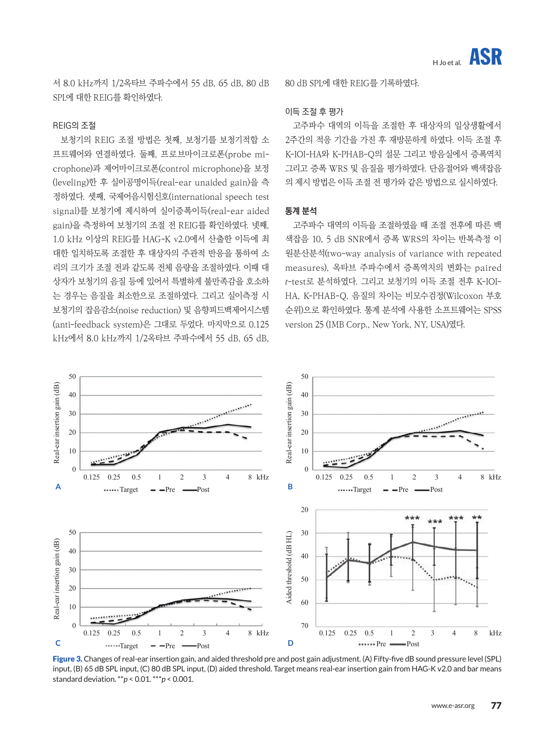서 8.0 kHz까지 1/2옥타브 주파수에서 55 dB, 65 dB, 80 dB SPL에 대한 REIG를 확인하였다.

### REIG의 조절

보청기의 REIG 조절 방법은 첫째, 보청기를 보청기적합 소프트웨어와 연결하였다. 둘째, 프로브마이크로폰(probe microphone)과 제어마이크로폰(control microphone)을 보정(leveling)한 후 실이공명이득(real-ear unaided gain)을 측정하였다. 셋째, 국제어음시험신호(international speech test signal)를 보청기에 제시하여 실이증폭이득(real-ear aided gain)을 측정하여 보청기의 조절 전 REIG를 확인하였다. 넷째, 1.0 kHz 이상의 REIG를 HAG-K v2.0에서 산출한 이득에 최대한 일치하도록 조절한 후 대상자의 주관적 반응을 통하여 소리의 크기가 조절 전과 같도록 전체 음량을 조절하였다. 이때 대상자가 보청기의 음질 등에 있어서 특별하게 불만족감을 호소하는 경우는 음질을 최소한으로 조절하였다. 그리고 실이측정 시 보청기의 잡음감소(noise reduction) 및 음향피드백제어시스템(anti-feedback system)은 그대로 두었다. 마지막으로 0.125 kHz에서 8.0 kHz까지 1/2옥타브 주파수에서 55 dB, 65 dB, 80 dB SPL에 대한 REIG를 기록하였다.

### 이득 조절 후 평가

고주파수 대역의 이득을 조절한 후 대상자의 일상생활에서 2주간의 적응 기간을 가진 후 재방문하게 하였다. 이득 조절 후 K-IOI-HA와 K-PHAB-Q의 설문 그리고 방음실에서 증폭역치 그리고 증폭 WRS 및 음질을 평가하였다. 단음절어와 백색잡음의 제시 방법은 이득 조절 전 평가와 같은 방법으로 실시하였다.

## 통계 분석

고주파수 대역의 이득을 조절하였을 때 조절 전후에 따른 백색잡음 10, 5 dB SNR에서 증폭 WRS의 차이는 반복측정 이원분산분석(two-way analysis of variance with repeated measures), 옥타브 주파수에서 증폭역치의 변화는 paired *t*-test로 분석하였다. 그리고 보청기의 이득 조절 전후 K-IOI-HA, K-PHAB-Q, 음질의 차이는 비모수검정(Wilcoxon 부호순위)으로 확인하였다. 통계 분석에 사용한 소프트웨어는 SPSS version 25 (IMB Corp., New York, NY, USA)였다.

**Figure 3.** Changes of real-ear insertion gain, and aided threshold pre and post gain adjustment. (A) Fifty-five dB sound pressure level (SPL) input, (B) 65 dB SPL input, (C) 80 dB SPL input, (D) aided threshold. Target means real-ear insertion gain from HAG-K v2.0 and bar means standard deviation. **$p < 0.01$. ***$p < 0.001$.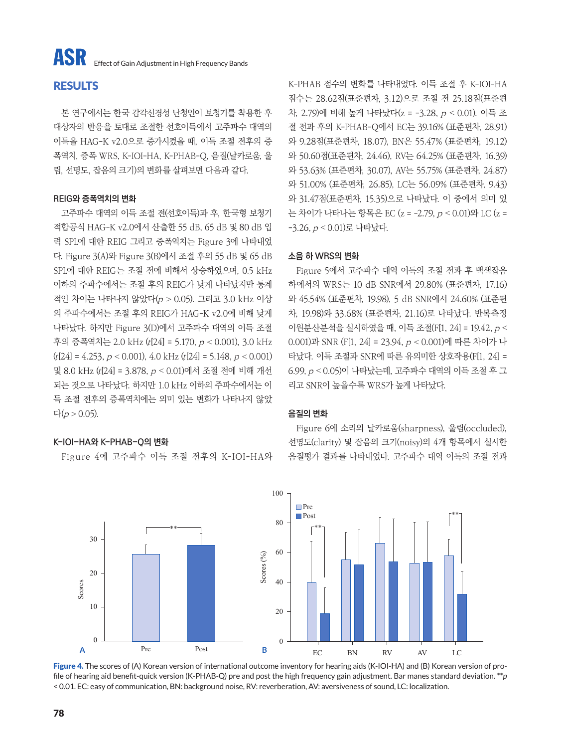## RESULTS

본 연구에서는 한국 감각신경성 난청인이 보청기를 착용한 후 대상자의 반응을 토대로 조절한 선호이득에서 고주파수 대역의 이득을 HAG-K v2.0으로 증가시켰을 때, 이득 조절 전후의 증폭역치, 증폭 WRS, K-IOI-HA, K-PHAB-Q, 음질(날카로움, 울림, 선명도, 잡음의 크기)의 변화를 살펴보면 다음과 같다.

### REIG와 증폭역치의 변화

고주파수 대역의 이득 조절 전(선호이득)과 후, 한국형 보청기 적합공식 HAG-K v2.0에서 산출한 55 dB, 65 dB 및 80 dB 입력 SPL에 대한 REIG 그리고 증폭역치는 Figure 3에 나타내었다. Figure 3(A)와 Figure 3(B)에서 조절 후의 55 dB 및 65 dB SPL에 대한 REIG는 조절 전에 비해서 상승하였으며, 0.5 kHz 이하의 주파수에서는 조절 후의 REIG가 낮게 나타났지만 통계적인 차이는 나타나지 않았다($p > 0.05$). 그리고 3.0 kHz 이상의 주파수에서는 조절 후의 REIG가 HAG-K v2.0에 비해 낮게 나타났다. 하지만 Figure 3(D)에서 고주파수 대역의 이득 조절 후의 증폭역치는 2.0 kHz ($t[24] = 5.170$, $p < 0.001$), 3.0 kHz ($t[24] = 4.253$, $p < 0.001$), 4.0 kHz ($t[24] = 5.148$, $p < 0.001$) 및 8.0 kHz ($t[24] = 3.878$, $p < 0.01$)에서 조절 전에 비해 개선되는 것으로 나타났다. 하지만 1.0 kHz 이하의 주파수에서는 이득 조절 전후의 증폭역치에는 의미 있는 변화가 나타나지 않았다($p > 0.05$).

### K-IOI-HA와 K-PHAB-Q의 변화

Figure 4에 고주파수 이득 조절 전후의 K-IOI-HA와 K-PHAB 점수의 변화를 나타내었다. 이득 조절 후 K-IOI-HA 점수는 28.62점(표준편차, 3.12)으로 조절 전 25.18점(표준편차, 2.79)에 비해 높게 나타났다($z = -3.28$, $p < 0.01$). 이득 조절 전과 후의 K-PHAB-Q에서 EC는 39.16% (표준편차, 28.91)와 9.28점(표준편차, 18.07), BN은 55.47% (표준편차, 19.12)와 50.60점(표준편차, 24.46), RV는 64.25% (표준편차, 16.39)와 53.63% (표준편차, 30.07), AV는 55.75% (표준편차, 24.87)와 51.00% (표준편차, 26.85), LC는 56.09% (표준편차, 9.43)와 31.47점(표준편차, 15.35)으로 나타났다. 이 중에서 의미 있는 차이가 나타나는 항목은 EC ($z = -2.79$, $p < 0.01$)와 LC ($z = -3.26$, $p < 0.01$)로 나타났다.

### 소음 하 WRS의 변화

Figure 5에서 고주파수 대역 이득의 조절 전과 후 백색잡음 하에서의 WRS는 10 dB SNR에서 29.80% (표준편차, 17.16)와 45.54% (표준편차, 19.98), 5 dB SNR에서 24.60% (표준편차, 19.98)와 33.68% (표준편차, 21.16)로 나타났다. 반복측정 이원분산분석을 실시하였을 때, 이득 조절($F[1, 24] = 19.42$, $p < 0.001$)과 SNR ($F[1, 24] = 23.94$, $p < 0.001$)에 따른 차이가 나타났다. 이득 조절과 SNR에 따른 유의미한 상호작용($F[1, 24] = 6.99$, $p < 0.05$)이 나타났는데, 고주파수 대역의 이득 조절 후 그리고 SNR이 높을수록 WRS가 높게 나타났다.

### 음질의 변화

Figure 6에 소리의 날카로움(sharpness), 울림(occluded), 선명도(clarity) 및 잡음의 크기(noisy)의 4개 항목에서 실시한 음질평가 결과를 나타내었다. 고주파수 대역 이득의 조절 전과

**Figure 4.** The scores of (A) Korean version of international outcome inventory for hearing aids (K-IOI-HA) and (B) Korean version of profile of hearing aid benefit-quick version (K-PHAB-Q) pre and post the high frequency gain adjustment. Bar manes standard deviation. **$p < 0.01$. EC: easy of communication, BN: background noise, RV: reverberation, AV: aversiveness of sound, LC: localization.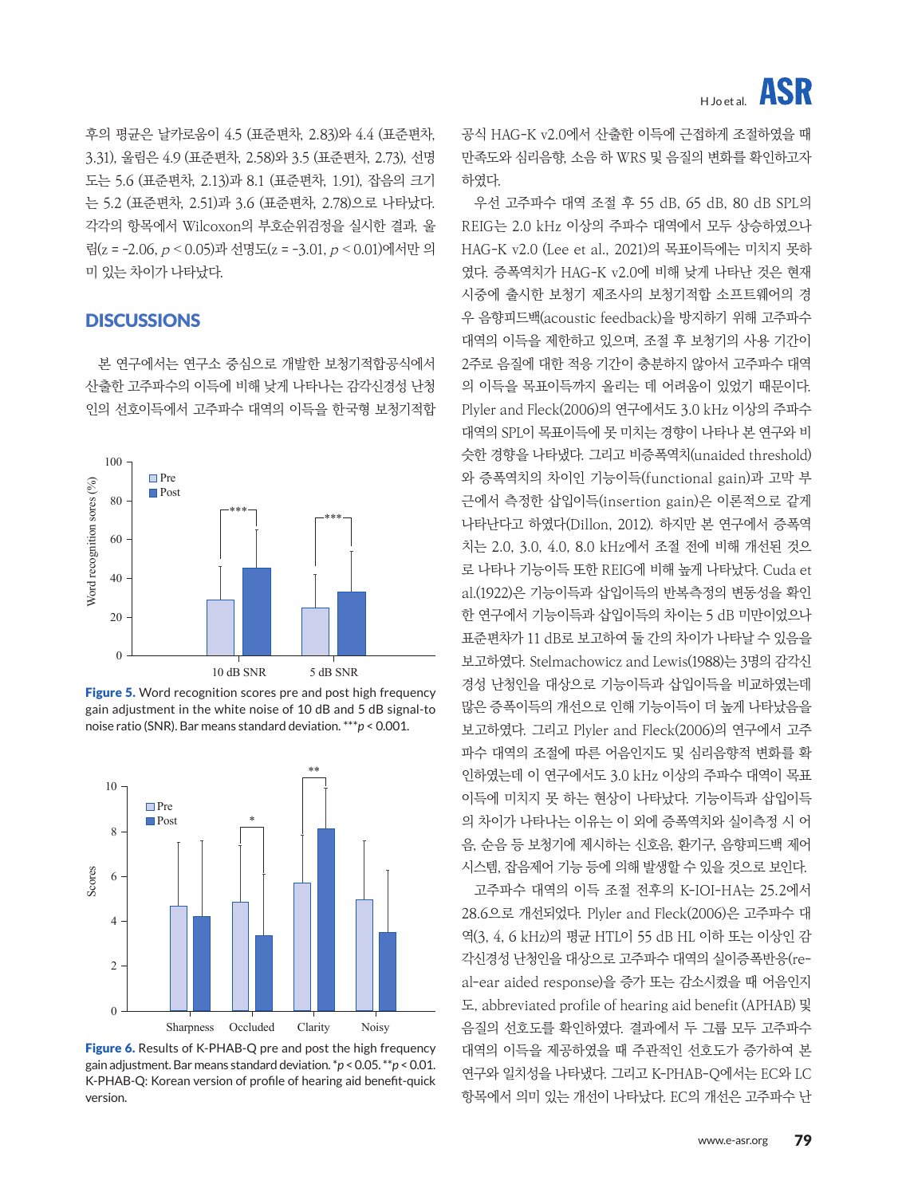후의 평균은 날카로움이 4.5 (표준편차, 2.83)와 4.4 (표준편차, 3.31), 울림은 4.9 (표준편차, 2.58)와 3.5 (표준편차, 2.73), 선명도는 5.6 (표준편차, 2.13)과 8.1 (표준편차, 1.91), 잡음의 크기는 5.2 (표준편차, 2.51)과 3.6 (표준편차, 2.78)으로 나타났다. 각각의 항목에서 Wilcoxon의 부호순위검정을 실시한 결과, 울림($z = -2.06$, $p < 0.05$)과 선명도($z = -3.01$, $p < 0.01$)에서만 의미 있는 차이가 나타났다.

## DISCUSSIONS

본 연구에서는 연구소 중심으로 개발한 보청기적합공식에서 산출한 고주파수의 이득에 비해 낮게 나타나는 감각신경성 난청인의 선호이득에서 고주파수 대역의 이득을 한국형 보청기적합공식 HAG-K v2.0에서 산출한 이득에 근접하게 조절하였을 때 만족도와 심리음향, 소음 하 WRS 및 음질의 변화를 확인하고자 하였다.

Figure 5. Word recognition scores pre and post high frequency gain adjustment in the white noise of 10 dB and 5 dB signal-to noise ratio (SNR). Bar means standard deviation. ***$p < 0.001$.

Figure 6. Results of K-PHAB-Q pre and post the high frequency gain adjustment. Bar means standard deviation. *$p < 0.05$. **$p < 0.01$. K-PHAB-Q: Korean version of profile of hearing aid benefit-quick version.

우선 고주파수 대역 조절 후 55 dB, 65 dB, 80 dB SPL의 REIG는 2.0 kHz 이상의 주파수 대역에서 모두 상승하였으나 HAG-K v2.0 (Lee et al., 2021)의 목표이득에는 미치지 못하였다. 증폭역치가 HAG-K v2.0에 비해 낮게 나타난 것은 현재 시중에 출시한 보청기 제조사의 보청기적합 소프트웨어의 경우 음향피드백(acoustic feedback)을 방지하기 위해 고주파수 대역의 이득을 제한하고 있으며, 조절 후 보청기의 사용 기간이 2주로 음질에 대한 적응 기간이 충분하지 않아서 고주파수 대역의 이득을 목표이득까지 올리는 데 어려움이 있었기 때문이다. Plyler and Fleck(2006)의 연구에서도 3.0 kHz 이상의 주파수 대역의 SPL이 목표이득에 못 미치는 경향이 나타나 본 연구와 비슷한 경향을 나타냈다. 그리고 비증폭역치(unaided threshold)와 증폭역치의 차이인 기능이득(functional gain)과 고막 부근에서 측정한 삽입이득(insertion gain)은 이론적으로 같게 나타난다고 하였다(Dillon, 2012). 하지만 본 연구에서 증폭역치는 2.0, 3.0, 4.0, 8.0 kHz에서 조절 전에 비해 개선된 것으로 나타나 기능이득 또한 REIG에 비해 높게 나타났다. Cuda et al.(1922)은 기능이득과 삽입이득의 반복측정의 변동성을 확인한 연구에서 기능이득과 삽입이득의 차이는 5 dB 미만이었으나 표준편차가 11 dB로 보고하여 둘 간의 차이가 나타날 수 있음을 보고하였다. Stelmachowicz and Lewis(1988)는 3명의 감각신경성 난청인을 대상으로 기능이득과 삽입이득을 비교하였는데 많은 증폭이득의 개선으로 인해 기능이득이 더 높게 나타났음을 보고하였다. 그리고 Plyler and Fleck(2006)의 연구에서 고주파수 대역의 조절에 따른 어음인지도 및 심리음향적 변화를 확인하였는데 이 연구에서도 3.0 kHz 이상의 주파수 대역이 목표이득에 미치지 못 하는 현상이 나타났다. 기능이득과 삽입이득의 차이가 나타나는 이유는 이 외에 증폭역치와 실이측정 시 어음, 순음 등 보청기에 제시하는 신호음, 환기구, 음향피드백 제어 시스템, 잡음제어 기능 등에 의해 발생할 수 있을 것으로 보인다.

고주파수 대역의 이득 조절 전후의 K-IOI-HA는 25.2에서 28.6으로 개선되었다. Plyler and Fleck(2006)은 고주파수 대역(3, 4, 6 kHz)의 평균 HTL이 55 dB HL 이하 또는 이상인 감각신경성 난청인을 대상으로 고주파수 대역의 실이증폭반응(real-ear aided response)을 증가 또는 감소시켰을 때 어음인지도, abbreviated profile of hearing aid benefit (APHAB) 및 음질의 선호도를 확인하였다. 결과에서 두 그룹 모두 고주파수 대역의 이득을 제공하였을 때 주관적인 선호도가 증가하여 본 연구와 일치성을 나타냈다. 그리고 K-PHAB-Q에서는 EC와 LC 항목에서 의미 있는 개선이 나타났다. EC의 개선은 고주파수 난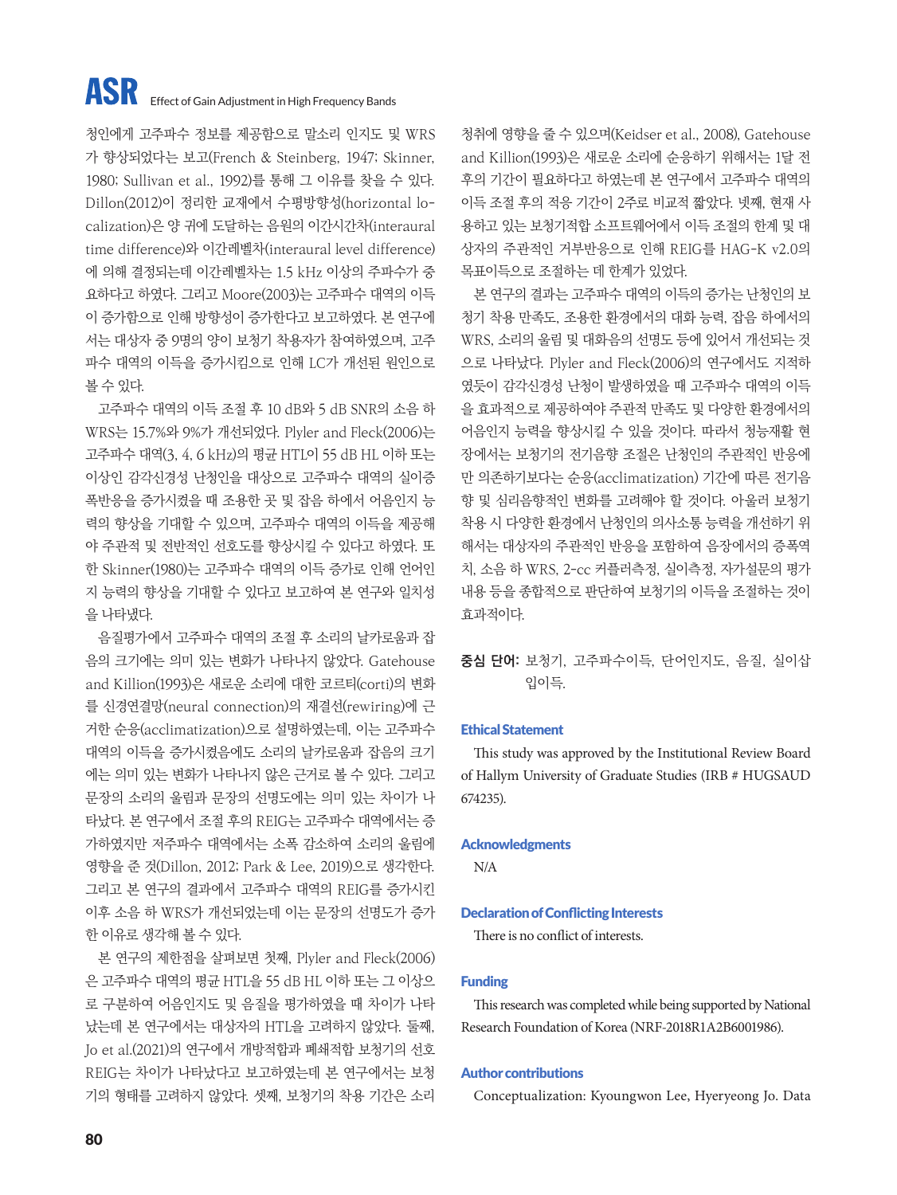청인에게 고주파수 정보를 제공함으로 말소리 인지도 및 WRS가 향상되었다는 보고(French & Steinberg, 1947; Skinner, 1980; Sullivan et al., 1992)를 통해 그 이유를 찾을 수 있다. Dillon(2012)이 정리한 교재에서 수평방향성(horizontal localization)은 양 귀에 도달하는 음원의 이간시간차(interaural time difference)와 이간레벨차(interaural level difference)에 의해 결정되는데 이간레벨차는 1.5 kHz 이상의 주파수가 중요하다고 하였다. 그리고 Moore(2003)는 고주파수 대역의 이득이 증가함으로 인해 방향성이 증가한다고 보고하였다. 본 연구에서는 대상자 중 9명의 양이 보청기 착용자가 참여하였으며, 고주파수 대역의 이득을 증가시킴으로 인해 LC가 개선된 원인으로 볼 수 있다.

고주파수 대역의 이득 조절 후 10 dB와 5 dB SNR의 소음 하 WRS는 15.7%와 9%가 개선되었다. Plyler and Fleck(2006)는 고주파수 대역(3, 4, 6 kHz)의 평균 HTL이 55 dB HL 이하 또는 이상인 감각신경성 난청인을 대상으로 고주파수 대역의 실이증폭반응을 증가시켰을 때 조용한 곳 및 잡음 하에서 어음인지 능력의 향상을 기대할 수 있으며, 고주파수 대역의 이득을 제공해야 주관적 및 전반적인 선호도를 향상시킬 수 있다고 하였다. 또한 Skinner(1980)는 고주파수 대역의 이득 증가로 인해 언어인지 능력의 향상을 기대할 수 있다고 보고하여 본 연구와 일치성을 나타냈다.

음질평가에서 고주파수 대역의 조절 후 소리의 날카로움과 잡음의 크기에는 의미 있는 변화가 나타나지 않았다. Gatehouse and Killion(1993)은 새로운 소리에 대한 코르티(corti)의 변화를 신경연결망(neural connection)의 재결선(rewiring)에 근거한 순응(acclimatization)으로 설명하였는데, 이는 고주파수 대역의 이득을 증가시켰음에도 소리의 날카로움과 잡음의 크기에는 의미 있는 변화가 나타나지 않은 근거로 볼 수 있다. 그리고 문장의 소리의 울림과 문장의 선명도에는 의미 있는 차이가 나타났다. 본 연구에서 조절 후의 REIG는 고주파수 대역에서는 증가하였지만 저주파수 대역에서는 소폭 감소하여 소리의 울림에 영향을 준 것(Dillon, 2012; Park & Lee, 2019)으로 생각한다. 그리고 본 연구의 결과에서 고주파수 대역의 REIG를 증가시킨 이후 소음 하 WRS가 개선되었는데 이는 문장의 선명도가 증가한 이유로 생각해 볼 수 있다.

본 연구의 제한점을 살펴보면 첫째, Plyler and Fleck(2006)은 고주파수 대역의 평균 HTL을 55 dB HL 이하 또는 그 이상으로 구분하여 어음인지도 및 음질을 평가하였을 때 차이가 나타났는데 본 연구에서는 대상자의 HTL을 고려하지 않았다. 둘째, Jo et al.(2021)의 연구에서 개방적합과 폐쇄적합 보청기의 선호 REIG는 차이가 나타났다고 보고하였는데 본 연구에서는 보청기의 형태를 고려하지 않았다. 셋째, 보청기의 착용 기간은 소리 청취에 영향을 줄 수 있으며(Keidser et al., 2008), Gatehouse and Killion(1993)은 새로운 소리에 순응하기 위해서는 1달 전후의 기간이 필요하다고 하였는데 본 연구에서 고주파수 대역의 이득 조절 후의 적응 기간이 2주로 비교적 짧았다. 넷째, 현재 사용하고 있는 보청기적합 소프트웨어에서 이득 조절의 한계 및 대상자의 주관적인 거부반응으로 인해 REIG를 HAG-K v2.0의 목표이득으로 조절하는 데 한계가 있었다.

본 연구의 결과는 고주파수 대역의 이득의 증가는 난청인의 보청기 착용 만족도, 조용한 환경에서의 대화 능력, 잡음 하에서의 WRS, 소리의 울림 및 대화음의 선명도 등에 있어서 개선되는 것으로 나타났다. Plyler and Fleck(2006)의 연구에서도 지적하였듯이 감각신경성 난청이 발생하였을 때 고주파수 대역의 이득을 효과적으로 제공하여야 주관적 만족도 및 다양한 환경에서의 어음인지 능력을 향상시킬 수 있을 것이다. 따라서 청능재활 현장에서는 보청기의 전기음향 조절은 난청인의 주관적인 반응에만 의존하기보다는 순응(acclimatization) 기간에 따른 전기음향 및 심리음향적인 변화를 고려해야 할 것이다. 아울러 보청기 착용 시 다양한 환경에서 난청인의 의사소통 능력을 개선하기 위해서는 대상자의 주관적인 반응을 포함하여 음장에서의 증폭역치, 소음 하 WRS, 2-cc 커플러측정, 실이측정, 자가설문의 평가 내용 등을 종합적으로 판단하여 보청기의 이득을 조절하는 것이 효과적이다.

**중심 단어:** 보청기, 고주파수이득, 단어인지도, 음질, 실이삽입이득.

### Ethical Statement

This study was approved by the Institutional Review Board of Hallym University of Graduate Studies (IRB # HUGSAUD 674235).

### Acknowledgments

N/A

### Declaration of Conflicting Interests

There is no conflict of interests.

### Funding

This research was completed while being supported by National Research Foundation of Korea (NRF-2018R1A2B6001986).

### Author contributions

Conceptualization: Kyoungwon Lee, Hyeryeong Jo. Data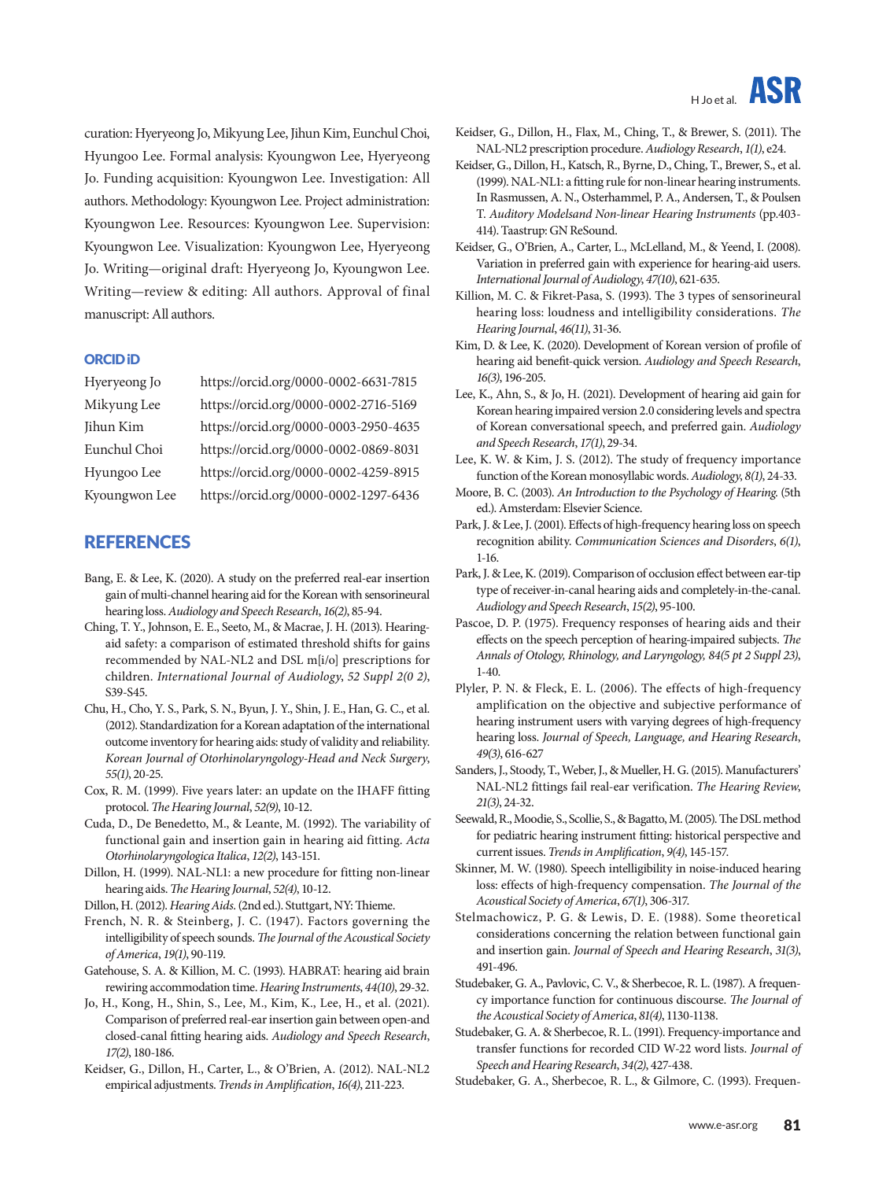curation: Hyeryeong Jo, Mikyung Lee, Jihun Kim, Eunchul Choi, Hyungoo Lee. Formal analysis: Kyoungwon Lee, Hyeryeong Jo. Funding acquisition: Kyoungwon Lee. Investigation: All authors. Methodology: Kyoungwon Lee. Project administration: Kyoungwon Lee. Resources: Kyoungwon Lee. Supervision: Kyoungwon Lee. Visualization: Kyoungwon Lee, Hyeryeong Jo. Writing—original draft: Hyeryeong Jo, Kyoungwon Lee. Writing—review & editing: All authors. Approval of final manuscript: All authors.

### ORCID iD

| | |
|---|---|
| Hyeryeong Jo | https://orcid.org/0000-0002-6631-7815 |
| Mikyung Lee | https://orcid.org/0000-0002-2716-5169 |
| Jihun Kim | https://orcid.org/0000-0003-2950-4635 |
| Eunchul Choi | https://orcid.org/0000-0002-0869-8031 |
| Hyungoo Lee | https://orcid.org/0000-0002-4259-8915 |
| Kyoungwon Lee | https://orcid.org/0000-0002-1297-6436 |

## REFERENCES

Bang, E. & Lee, K. (2020). A study on the preferred real-ear insertion gain of multi-channel hearing aid for the Korean with sensorineural hearing loss. *Audiology and Speech Research*, *16(2)*, 85-94.

Ching, T. Y., Johnson, E. E., Seeto, M., & Macrae, J. H. (2013). Hearing-aid safety: a comparison of estimated threshold shifts for gains recommended by NAL-NL2 and DSL m[i/o] prescriptions for children. *International Journal of Audiology*, *52 Suppl 2(0 2)*, S39-S45.

Chu, H., Cho, Y. S., Park, S. N., Byun, J. Y., Shin, J. E., Han, G. C., et al. (2012). Standardization for a Korean adaptation of the international outcome inventory for hearing aids: study of validity and reliability. *Korean Journal of Otorhinolaryngology-Head and Neck Surgery*, *55(1)*, 20-25.

Cox, R. M. (1999). Five years later: an update on the IHAFF fitting protocol. *The Hearing Journal*, *52(9)*, 10-12.

Cuda, D., De Benedetto, M., & Leante, M. (1992). The variability of functional gain and insertion gain in hearing aid fitting. *Acta Otorhinolaryngologica Italica*, *12(2)*, 143-151.

Dillon, H. (1999). NAL-NL1: a new procedure for fitting non-linear hearing aids. *The Hearing Journal*, *52(4)*, 10-12.

Dillon, H. (2012). *Hearing Aids*. (2nd ed.). Stuttgart, NY: Thieme.

French, N. R. & Steinberg, J. C. (1947). Factors governing the intelligibility of speech sounds. *The Journal of the Acoustical Society of America*, *19(1)*, 90-119.

Gatehouse, S. A. & Killion, M. C. (1993). HABRAT: hearing aid brain rewiring accommodation time. *Hearing Instruments*, *44(10)*, 29-32.

Jo, H., Kong, H., Shin, S., Lee, M., Kim, K., Lee, H., et al. (2021). Comparison of preferred real-ear insertion gain between open-and closed-canal fitting hearing aids. *Audiology and Speech Research*, *17(2)*, 180-186.

Keidser, G., Dillon, H., Carter, L., & O'Brien, A. (2012). NAL-NL2 empirical adjustments. *Trends in Amplification*, *16(4)*, 211-223.

Keidser, G., Dillon, H., Flax, M., Ching, T., & Brewer, S. (2011). The NAL-NL2 prescription procedure. *Audiology Research*, *1(1)*, e24.

Keidser, G., Dillon, H., Katsch, R., Byrne, D., Ching, T., Brewer, S., et al. (1999). NAL-NL1: a fitting rule for non-linear hearing instruments. In Rasmussen, A. N., Osterhammel, P. A., Andersen, T., & Poulsen T. *Auditory Modelsand Non-linear Hearing Instruments* (pp.403-414). Taastrup: GN ReSound.

Keidser, G., O'Brien, A., Carter, L., McLelland, M., & Yeend, I. (2008). Variation in preferred gain with experience for hearing-aid users. *International Journal of Audiology*, *47(10)*, 621-635.

Killion, M. C. & Fikret-Pasa, S. (1993). The 3 types of sensorineural hearing loss: loudness and intelligibility considerations. *The Hearing Journal*, *46(11)*, 31-36.

Kim, D. & Lee, K. (2020). Development of Korean version of profile of hearing aid benefit-quick version. *Audiology and Speech Research*, *16(3)*, 196-205.

Lee, K., Ahn, S., & Jo, H. (2021). Development of hearing aid gain for Korean hearing impaired version 2.0 considering levels and spectra of Korean conversational speech, and preferred gain. *Audiology and Speech Research*, *17(1)*, 29-34.

Lee, K. W. & Kim, J. S. (2012). The study of frequency importance function of the Korean monosyllabic words. *Audiology*, *8(1)*, 24-33.

Moore, B. C. (2003). *An Introduction to the Psychology of Hearing*. (5th ed.). Amsterdam: Elsevier Science.

Park, J. & Lee, J. (2001). Effects of high-frequency hearing loss on speech recognition ability. *Communication Sciences and Disorders*, *6(1)*, 1-16.

Park, J. & Lee, K. (2019). Comparison of occlusion effect between ear-tip type of receiver-in-canal hearing aids and completely-in-the-canal. *Audiology and Speech Research*, *15(2)*, 95-100.

Pascoe, D. P. (1975). Frequency responses of hearing aids and their effects on the speech perception of hearing-impaired subjects. *The Annals of Otology, Rhinology, and Laryngology, 84(5 pt 2 Suppl 23)*, 1-40.

Plyler, P. N. & Fleck, E. L. (2006). The effects of high-frequency amplification on the objective and subjective performance of hearing instrument users with varying degrees of high-frequency hearing loss. *Journal of Speech, Language, and Hearing Research*, *49(3)*, 616-627

Sanders, J., Stoody, T., Weber, J., & Mueller, H. G. (2015). Manufacturers' NAL-NL2 fittings fail real-ear verification. *The Hearing Review*, *21(3)*, 24-32.

Seewald, R., Moodie, S., Scollie, S., & Bagatto, M. (2005). The DSL method for pediatric hearing instrument fitting: historical perspective and current issues. *Trends in Amplification*, *9(4)*, 145-157.

Skinner, M. W. (1980). Speech intelligibility in noise-induced hearing loss: effects of high-frequency compensation. *The Journal of the Acoustical Society of America*, *67(1)*, 306-317.

Stelmachowicz, P. G. & Lewis, D. E. (1988). Some theoretical considerations concerning the relation between functional gain and insertion gain. *Journal of Speech and Hearing Research*, *31(3)*, 491-496.

Studebaker, G. A., Pavlovic, C. V., & Sherbecoe, R. L. (1987). A frequency importance function for continuous discourse. *The Journal of the Acoustical Society of America*, *81(4)*, 1130-1138.

Studebaker, G. A. & Sherbecoe, R. L. (1991). Frequency-importance and transfer functions for recorded CID W-22 word lists. *Journal of Speech and Hearing Research*, *34(2)*, 427-438.

Studebaker, G. A., Sherbecoe, R. L., & Gilmore, C. (1993). Frequen-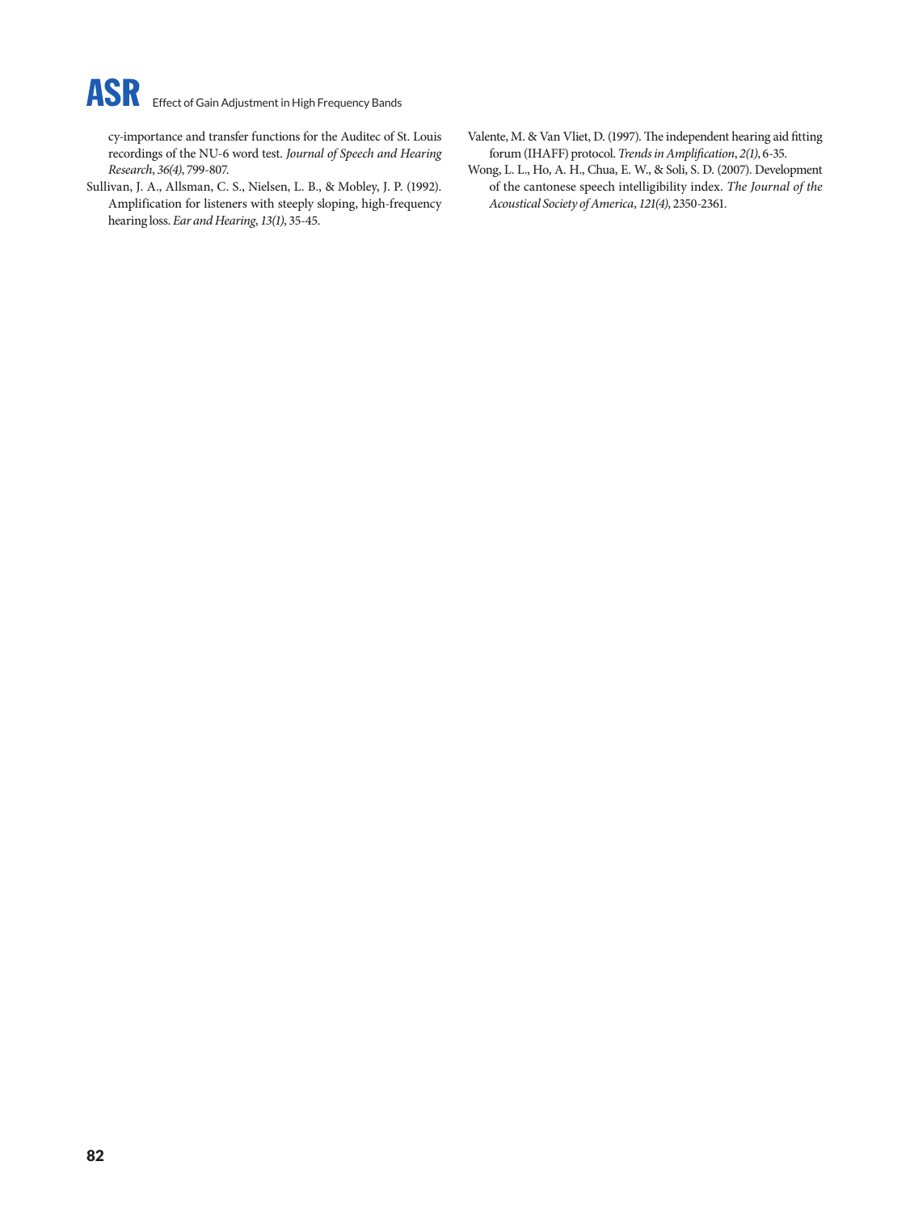cy-importance and transfer functions for the Auditec of St. Louis recordings of the NU-6 word test. *Journal of Speech and Hearing Research*, *36(4)*, 799-807.

Sullivan, J. A., Allsman, C. S., Nielsen, L. B., & Mobley, J. P. (1992). Amplification for listeners with steeply sloping, high-frequency hearing loss. *Ear and Hearing*, *13(1)*, 35-45.

Valente, M. & Van Vliet, D. (1997). The independent hearing aid fitting forum (IHAFF) protocol. *Trends in Amplification*, *2(1)*, 6-35.

Wong, L. L., Ho, A. H., Chua, E. W., & Soli, S. D. (2007). Development of the cantonese speech intelligibility index. *The Journal of the Acoustical Society of America*, *121(4)*, 2350-2361.